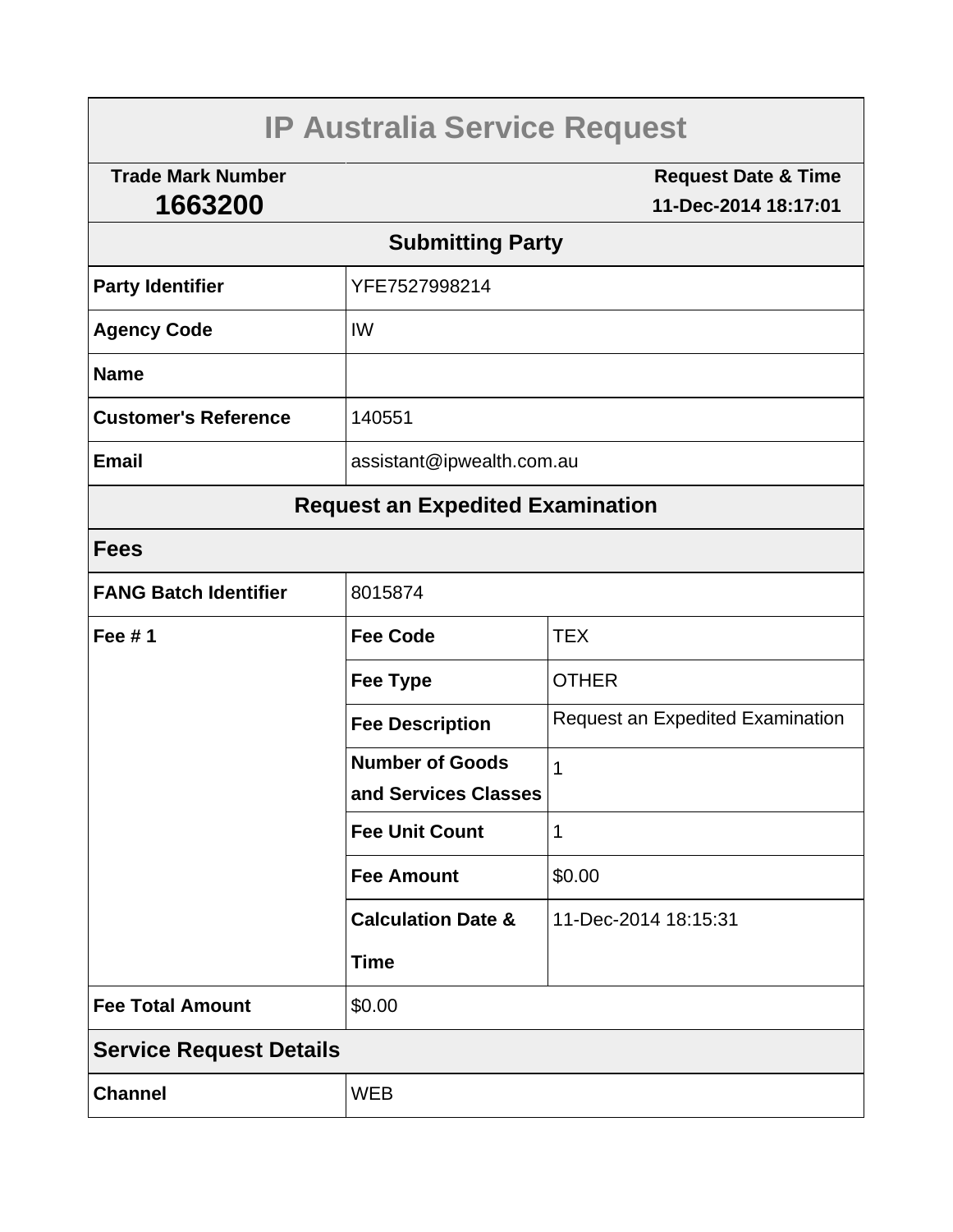# IP Australia Service Request

| Trade Mark Number | Request Date & Time |
| --- | --- |
| **1663200** | **11-Dec-2014 18:17:01** |

## Submitting Party

| | |
| --- | --- |
| **Party Identifier** | YFE7527998214 |
| **Agency Code** | IW |
| **Name** | |
| **Customer's Reference** | 140551 |
| **Email** | assistant@ipwealth.com.au |

## Request an Expedited Examination

### Fees

| | | |
| --- | --- | --- |
| **FANG Batch Identifier** | 8015874 | |
| **Fee # 1** | **Fee Code** | TEX |
| | **Fee Type** | OTHER |
| | **Fee Description** | Request an Expedited Examination |
| | **Number of Goods and Services Classes** | 1 |
| | **Fee Unit Count** | 1 |
| | **Fee Amount** | $0.00 |
| | **Calculation Date & Time** | 11-Dec-2014 18:15:31 |
| **Fee Total Amount** | $0.00 | |

### Service Request Details

| | |
| --- | --- |
| **Channel** | WEB |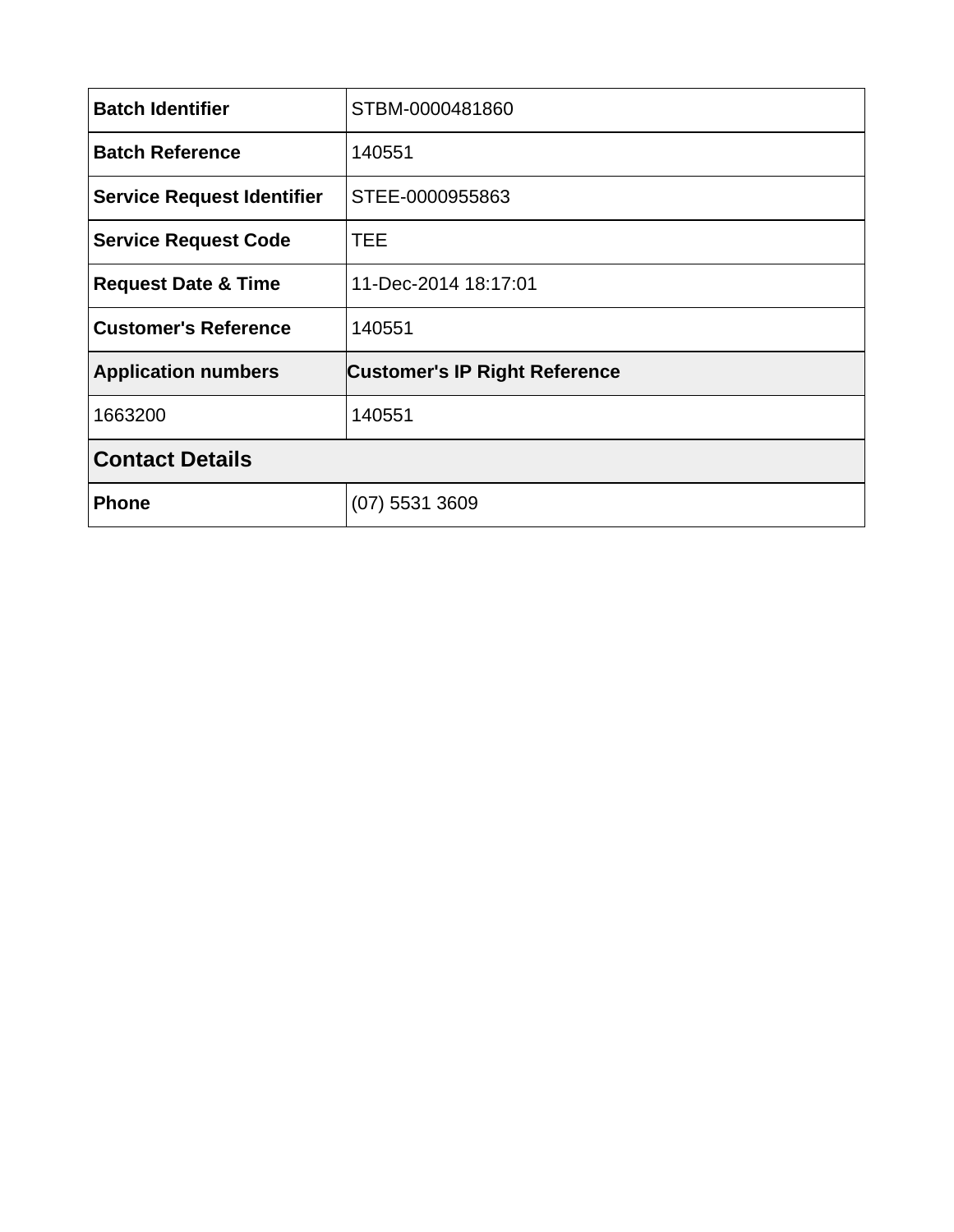| Batch Identifier | STBM-0000481860 |
|---|---|
| Batch Reference | 140551 |
| Service Request Identifier | STEE-0000955863 |
| Service Request Code | TEE |
| Request Date & Time | 11-Dec-2014 18:17:01 |
| Customer's Reference | 140551 |
| **Application numbers** | **Customer's IP Right Reference** |
| 1663200 | 140551 |

## Contact Details

| Phone | (07) 5531 3609 |
|---|---|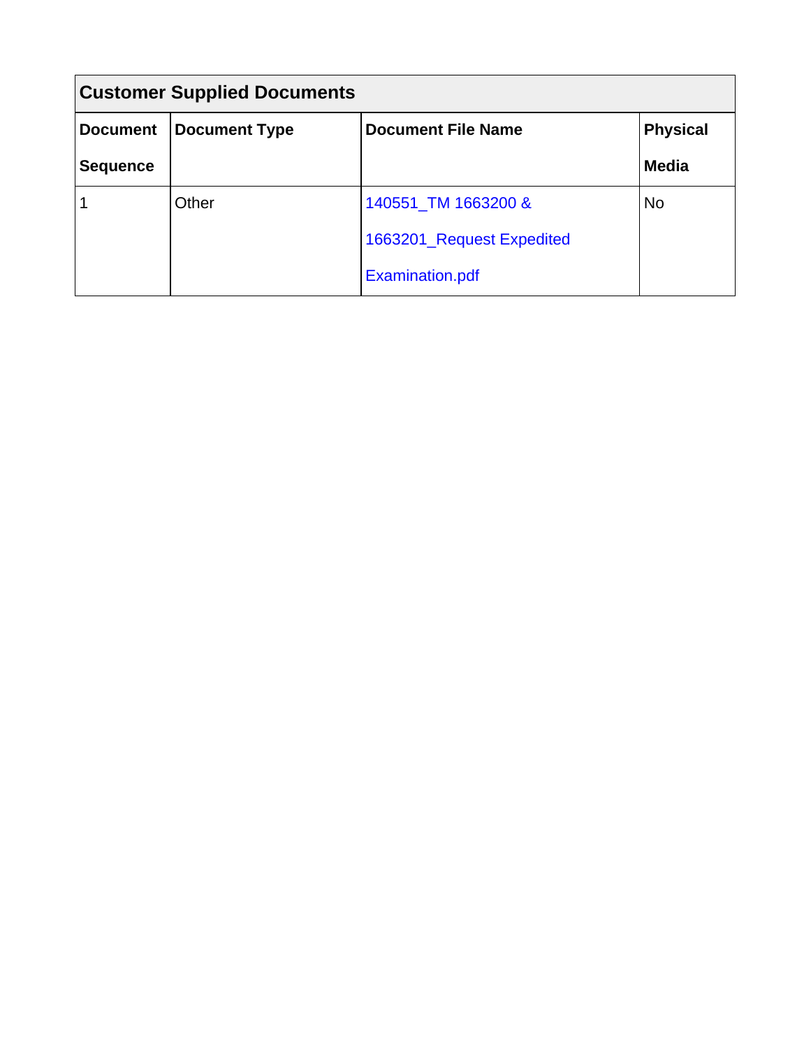| Customer Supplied Documents | | | |
|---|---|---|---|
| **Document Sequence** | **Document Type** | **Document File Name** | **Physical Media** |
| 1 | Other | 140551_TM 1663200 & 1663201_Request Expedited Examination.pdf | No |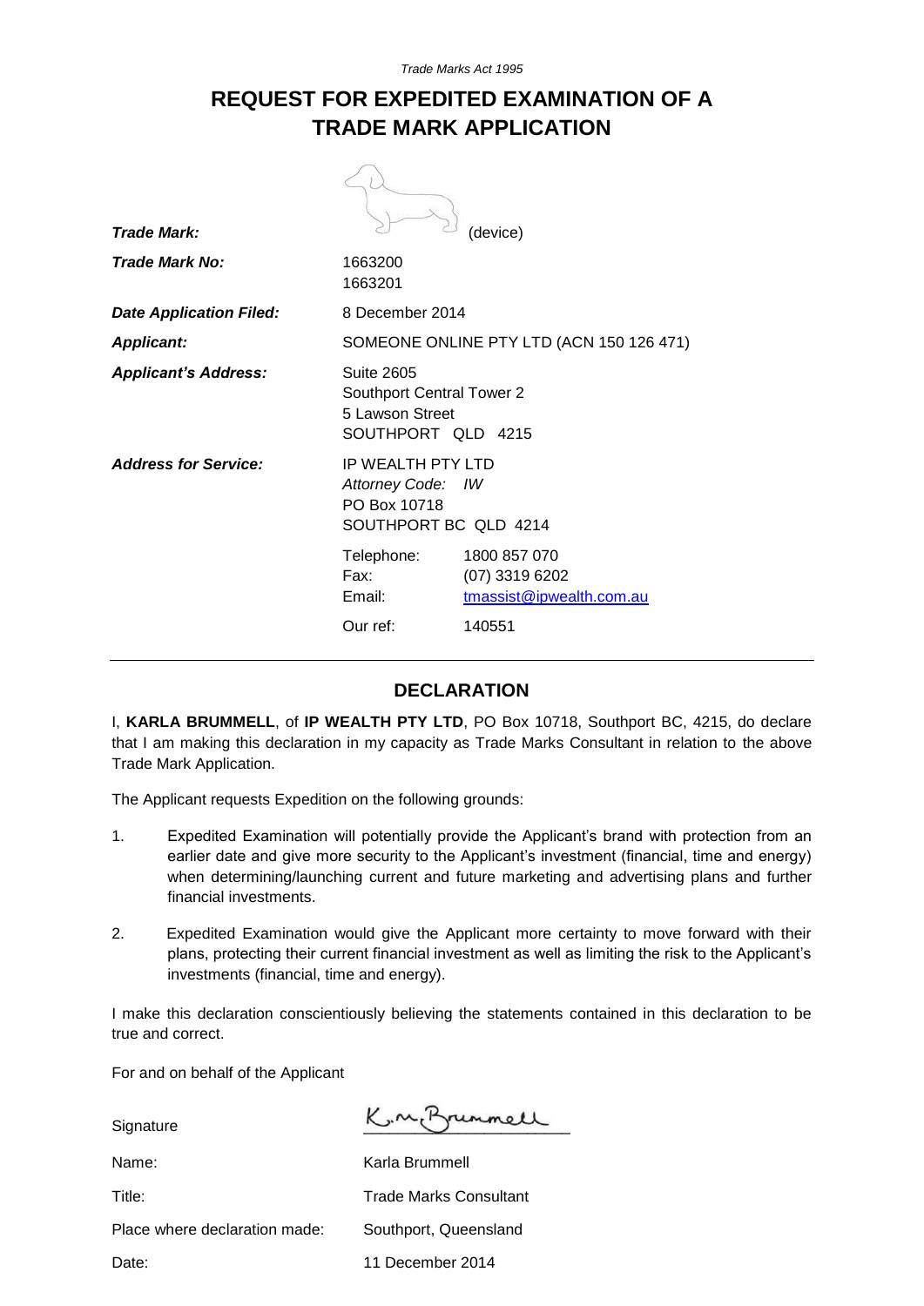*Trade Marks Act 1995*

# REQUEST FOR EXPEDITED EXAMINATION OF A TRADE MARK APPLICATION

| | |
|---|---|
| ***Trade Mark:*** | (device) |
| ***Trade Mark No:*** | 1663200<br>1663201 |
| ***Date Application Filed:*** | 8 December 2014 |
| ***Applicant:*** | SOMEONE ONLINE PTY LTD (ACN 150 126 471) |
| ***Applicant's Address:*** | Suite 2605<br>Southport Central Tower 2<br>5 Lawson Street<br>SOUTHPORT QLD 4215 |
| ***Address for Service:*** | IP WEALTH PTY LTD<br>*Attorney Code: IW*<br>PO Box 10718<br>SOUTHPORT BC QLD 4214 |
| | Telephone: 1800 857 070<br>Fax: (07) 3319 6202<br>Email: tmassist@ipwealth.com.au |
| | Our ref: 140551 |

---

## DECLARATION

I, **KARLA BRUMMELL**, of **IP WEALTH PTY LTD**, PO Box 10718, Southport BC, 4215, do declare that I am making this declaration in my capacity as Trade Marks Consultant in relation to the above Trade Mark Application.

The Applicant requests Expedition on the following grounds:

1. Expedited Examination will potentially provide the Applicant's brand with protection from an earlier date and give more security to the Applicant's investment (financial, time and energy) when determining/launching current and future marketing and advertising plans and further financial investments.

2. Expedited Examination would give the Applicant more certainty to move forward with their plans, protecting their current financial investment as well as limiting the risk to the Applicant's investments (financial, time and energy).

I make this declaration conscientiously believing the statements contained in this declaration to be true and correct.

For and on behalf of the Applicant

| | |
|---|---|
| Signature | K.M. Brummell |
| Name: | Karla Brummell |
| Title: | Trade Marks Consultant |
| Place where declaration made: | Southport, Queensland |
| Date: | 11 December 2014 |